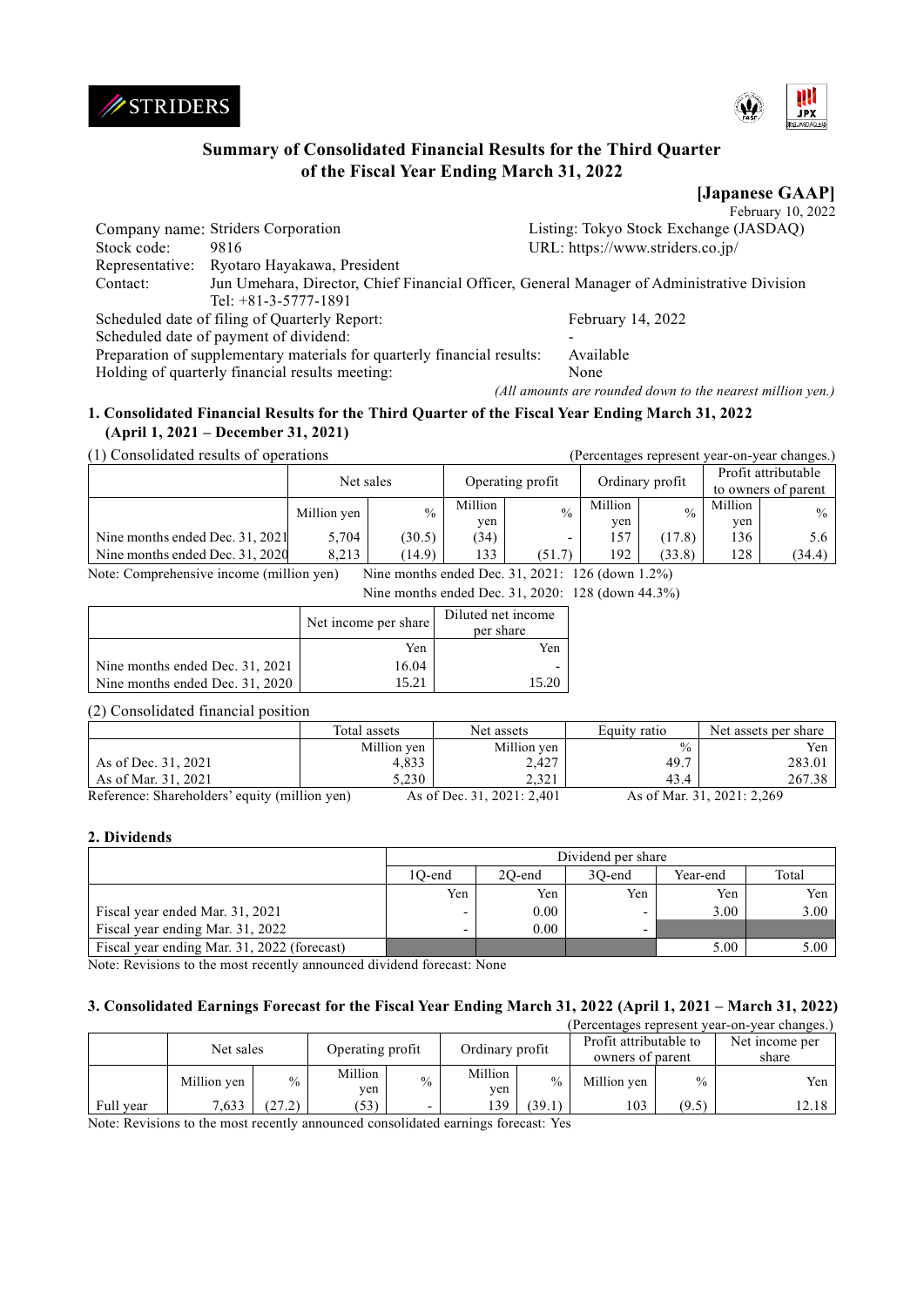# Summary of Consolidated Financial Results for the Third Quarter of the Fiscal Year Ending March 31, 2022

**[Japanese GAAP]**

February 10, 2022

| | | | |
|---|---|---|---|
| Company name: | Striders Corporation | Listing: | Tokyo Stock Exchange (JASDAQ) |
| Stock code: | 9816 | URL: | https://www.striders.co.jp/ |
| Representative: | Ryotaro Hayakawa, President | | |
| Contact: | Jun Umehara, Director, Chief Financial Officer, General Manager of Administrative Division<br>Tel: +81-3-5777-1891 | | |

Scheduled date of filing of Quarterly Report: February 14, 2022
Scheduled date of payment of dividend: -
Preparation of supplementary materials for quarterly financial results: Available
Holding of quarterly financial results meeting: None

*(All amounts are rounded down to the nearest million yen.)*

## 1. Consolidated Financial Results for the Third Quarter of the Fiscal Year Ending March 31, 2022 (April 1, 2021 – December 31, 2021)

(1) Consolidated results of operations (Percentages represent year-on-year changes.)

| | Net sales | | Operating profit | | Ordinary profit | | Profit attributable to owners of parent | |
|---|---|---|---|---|---|---|---|---|
| | Million yen | % | Million yen | % | Million yen | % | Million yen | % |
| Nine months ended Dec. 31, 2021 | 5,704 | (30.5) | (34) | - | 157 | (17.8) | 136 | 5.6 |
| Nine months ended Dec. 31, 2020 | 8,213 | (14.9) | 133 | (51.7) | 192 | (33.8) | 128 | (34.4) |

Note: Comprehensive income (million yen) Nine months ended Dec. 31, 2021: 126 (down 1.2%)
Nine months ended Dec. 31, 2020: 128 (down 44.3%)

| | Net income per share | Diluted net income per share |
|---|---|---|
| | Yen | Yen |
| Nine months ended Dec. 31, 2021 | 16.04 | - |
| Nine months ended Dec. 31, 2020 | 15.21 | 15.20 |

(2) Consolidated financial position

| | Total assets | Net assets | Equity ratio | Net assets per share |
|---|---|---|---|---|
| | Million yen | Million yen | % | Yen |
| As of Dec. 31, 2021 | 4,833 | 2,427 | 49.7 | 283.01 |
| As of Mar. 31, 2021 | 5,230 | 2,321 | 43.4 | 267.38 |

Reference: Shareholders' equity (million yen) As of Dec. 31, 2021: 2,401 As of Mar. 31, 2021: 2,269

## 2. Dividends

| | Dividend per share | | | | |
|---|---|---|---|---|---|
| | 1Q-end | 2Q-end | 3Q-end | Year-end | Total |
| | Yen | Yen | Yen | Yen | Yen |
| Fiscal year ended Mar. 31, 2021 | - | 0.00 | - | 3.00 | 3.00 |
| Fiscal year ending Mar. 31, 2022 | - | 0.00 | - | | |
| Fiscal year ending Mar. 31, 2022 (forecast) | | | | 5.00 | 5.00 |

Note: Revisions to the most recently announced dividend forecast: None

## 3. Consolidated Earnings Forecast for the Fiscal Year Ending March 31, 2022 (April 1, 2021 – March 31, 2022)

(Percentages represent year-on-year changes.)

| | Net sales | | Operating profit | | Ordinary profit | | Profit attributable to owners of parent | | Net income per share |
|---|---|---|---|---|---|---|---|---|---|
| | Million yen | % | Million yen | % | Million yen | % | Million yen | % | Yen |
| Full year | 7,633 | (27.2) | (53) | - | 139 | (39.1) | 103 | (9.5) | 12.18 |

Note: Revisions to the most recently announced consolidated earnings forecast: Yes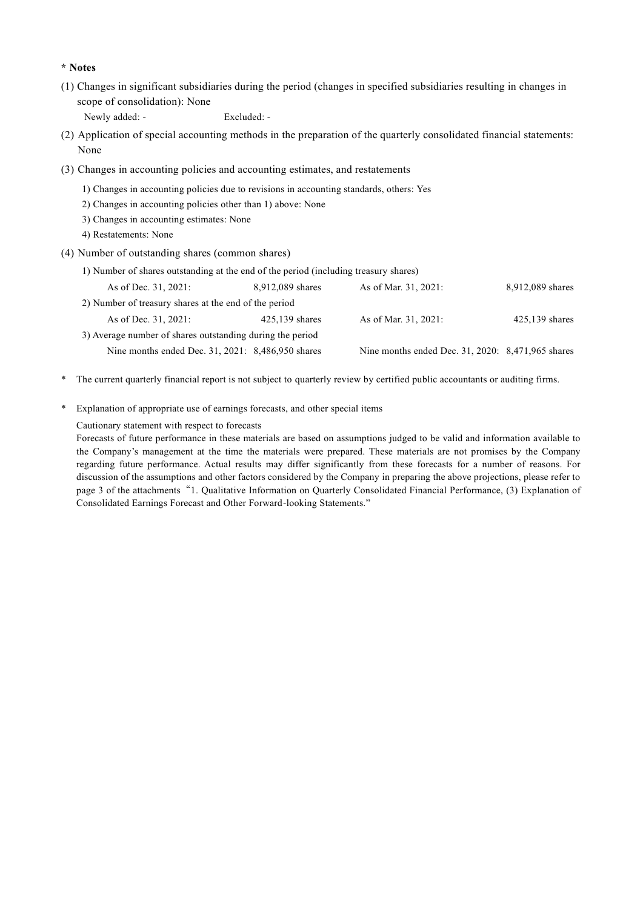**\* Notes**

(1) Changes in significant subsidiaries during the period (changes in specified subsidiaries resulting in changes in scope of consolidation): None

Newly added: - Excluded: -

(2) Application of special accounting methods in the preparation of the quarterly consolidated financial statements: None

(3) Changes in accounting policies and accounting estimates, and restatements

1) Changes in accounting policies due to revisions in accounting standards, others: Yes
2) Changes in accounting policies other than 1) above: None
3) Changes in accounting estimates: None
4) Restatements: None

(4) Number of outstanding shares (common shares)

1) Number of shares outstanding at the end of the period (including treasury shares)

| | | | |
|---|---|---|---|
| As of Dec. 31, 2021: | 8,912,089 shares | As of Mar. 31, 2021: | 8,912,089 shares |

2) Number of treasury shares at the end of the period

| | | | |
|---|---|---|---|
| As of Dec. 31, 2021: | 425,139 shares | As of Mar. 31, 2021: | 425,139 shares |

3) Average number of shares outstanding during the period

| | | | |
|---|---|---|---|
| Nine months ended Dec. 31, 2021: | 8,486,950 shares | Nine months ended Dec. 31, 2020: | 8,471,965 shares |

\* The current quarterly financial report is not subject to quarterly review by certified public accountants or auditing firms.

\* Explanation of appropriate use of earnings forecasts, and other special items

Cautionary statement with respect to forecasts

Forecasts of future performance in these materials are based on assumptions judged to be valid and information available to the Company's management at the time the materials were prepared. These materials are not promises by the Company regarding future performance. Actual results may differ significantly from these forecasts for a number of reasons. For discussion of the assumptions and other factors considered by the Company in preparing the above projections, please refer to page 3 of the attachments "1. Qualitative Information on Quarterly Consolidated Financial Performance, (3) Explanation of Consolidated Earnings Forecast and Other Forward-looking Statements."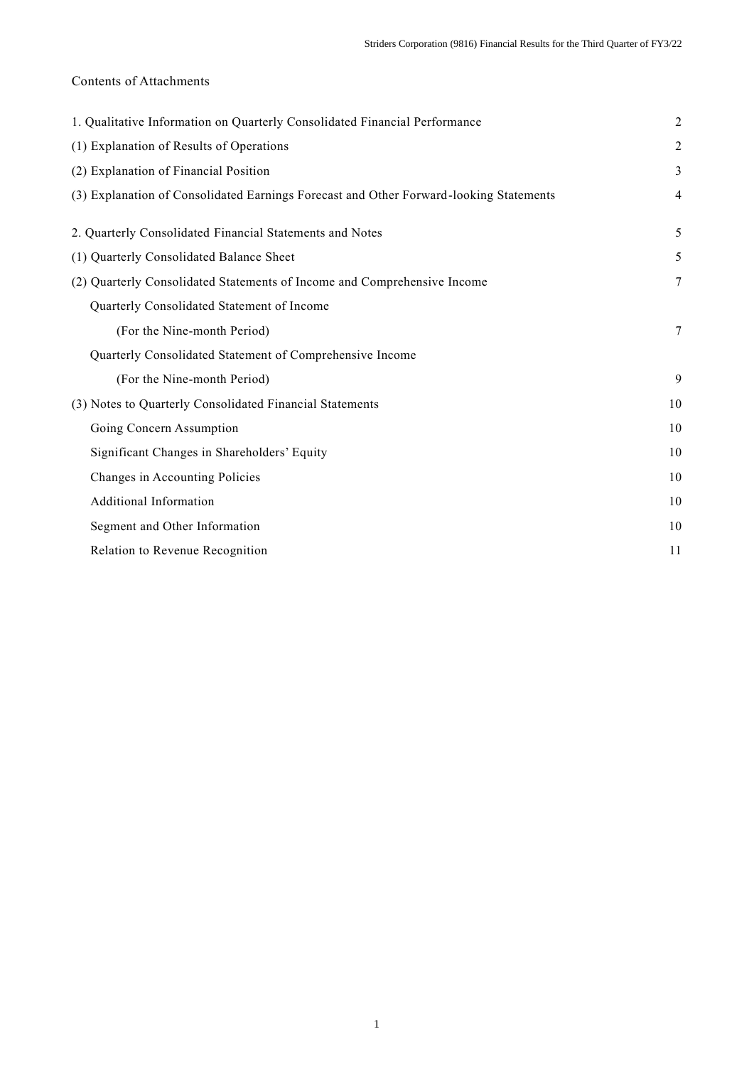Contents of Attachments

| | |
|---|---|
| 1. Qualitative Information on Quarterly Consolidated Financial Performance | 2 |
| (1) Explanation of Results of Operations | 2 |
| (2) Explanation of Financial Position | 3 |
| (3) Explanation of Consolidated Earnings Forecast and Other Forward-looking Statements | 4 |
| 2. Quarterly Consolidated Financial Statements and Notes | 5 |
| (1) Quarterly Consolidated Balance Sheet | 5 |
| (2) Quarterly Consolidated Statements of Income and Comprehensive Income | 7 |
| Quarterly Consolidated Statement of Income | |
| (For the Nine-month Period) | 7 |
| Quarterly Consolidated Statement of Comprehensive Income | |
| (For the Nine-month Period) | 9 |
| (3) Notes to Quarterly Consolidated Financial Statements | 10 |
| Going Concern Assumption | 10 |
| Significant Changes in Shareholders' Equity | 10 |
| Changes in Accounting Policies | 10 |
| Additional Information | 10 |
| Segment and Other Information | 10 |
| Relation to Revenue Recognition | 11 |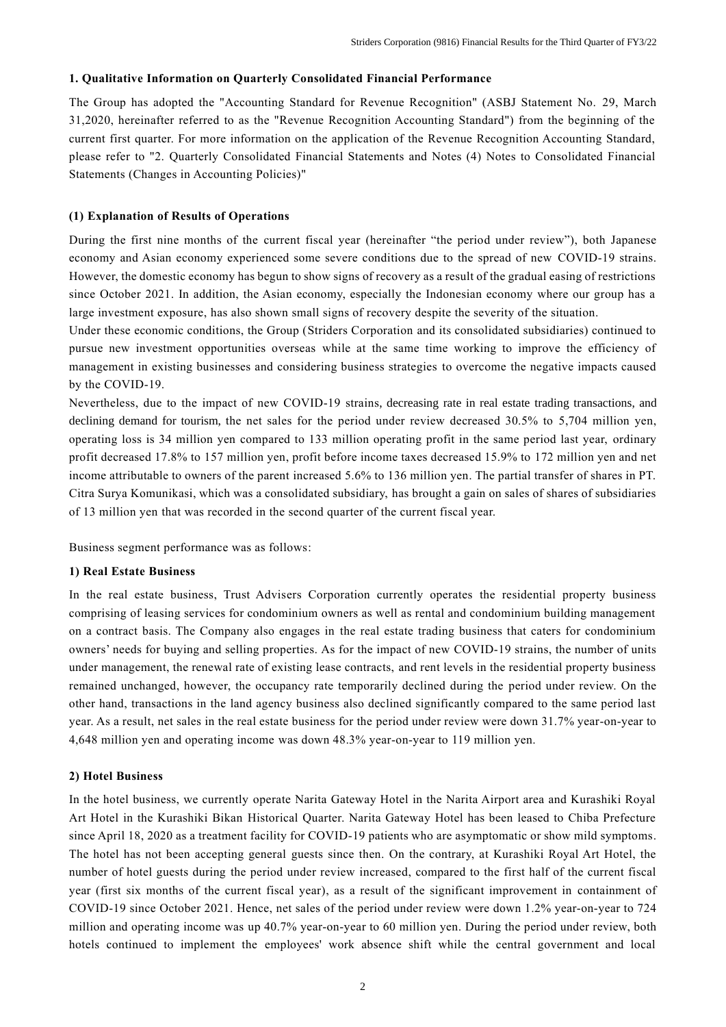### 1. Qualitative Information on Quarterly Consolidated Financial Performance

The Group has adopted the "Accounting Standard for Revenue Recognition" (ASBJ Statement No. 29, March 31,2020, hereinafter referred to as the "Revenue Recognition Accounting Standard") from the beginning of the current first quarter. For more information on the application of the Revenue Recognition Accounting Standard, please refer to "2. Quarterly Consolidated Financial Statements and Notes (4) Notes to Consolidated Financial Statements (Changes in Accounting Policies)"

#### (1) Explanation of Results of Operations

During the first nine months of the current fiscal year (hereinafter "the period under review"), both Japanese economy and Asian economy experienced some severe conditions due to the spread of new COVID-19 strains. However, the domestic economy has begun to show signs of recovery as a result of the gradual easing of restrictions since October 2021. In addition, the Asian economy, especially the Indonesian economy where our group has a large investment exposure, has also shown small signs of recovery despite the severity of the situation.

Under these economic conditions, the Group (Striders Corporation and its consolidated subsidiaries) continued to pursue new investment opportunities overseas while at the same time working to improve the efficiency of management in existing businesses and considering business strategies to overcome the negative impacts caused by the COVID-19.

Nevertheless, due to the impact of new COVID-19 strains, decreasing rate in real estate trading transactions, and declining demand for tourism, the net sales for the period under review decreased 30.5% to 5,704 million yen, operating loss is 34 million yen compared to 133 million operating profit in the same period last year, ordinary profit decreased 17.8% to 157 million yen, profit before income taxes decreased 15.9% to 172 million yen and net income attributable to owners of the parent increased 5.6% to 136 million yen. The partial transfer of shares in PT. Citra Surya Komunikasi, which was a consolidated subsidiary, has brought a gain on sales of shares of subsidiaries of 13 million yen that was recorded in the second quarter of the current fiscal year.

Business segment performance was as follows:

**1) Real Estate Business**

In the real estate business, Trust Advisers Corporation currently operates the residential property business comprising of leasing services for condominium owners as well as rental and condominium building management on a contract basis. The Company also engages in the real estate trading business that caters for condominium owners' needs for buying and selling properties. As for the impact of new COVID-19 strains, the number of units under management, the renewal rate of existing lease contracts, and rent levels in the residential property business remained unchanged, however, the occupancy rate temporarily declined during the period under review. On the other hand, transactions in the land agency business also declined significantly compared to the same period last year. As a result, net sales in the real estate business for the period under review were down 31.7% year-on-year to 4,648 million yen and operating income was down 48.3% year-on-year to 119 million yen.

**2) Hotel Business**

In the hotel business, we currently operate Narita Gateway Hotel in the Narita Airport area and Kurashiki Royal Art Hotel in the Kurashiki Bikan Historical Quarter. Narita Gateway Hotel has been leased to Chiba Prefecture since April 18, 2020 as a treatment facility for COVID-19 patients who are asymptomatic or show mild symptoms. The hotel has not been accepting general guests since then. On the contrary, at Kurashiki Royal Art Hotel, the number of hotel guests during the period under review increased, compared to the first half of the current fiscal year (first six months of the current fiscal year), as a result of the significant improvement in containment of COVID-19 since October 2021. Hence, net sales of the period under review were down 1.2% year-on-year to 724 million and operating income was up 40.7% year-on-year to 60 million yen. During the period under review, both hotels continued to implement the employees' work absence shift while the central government and local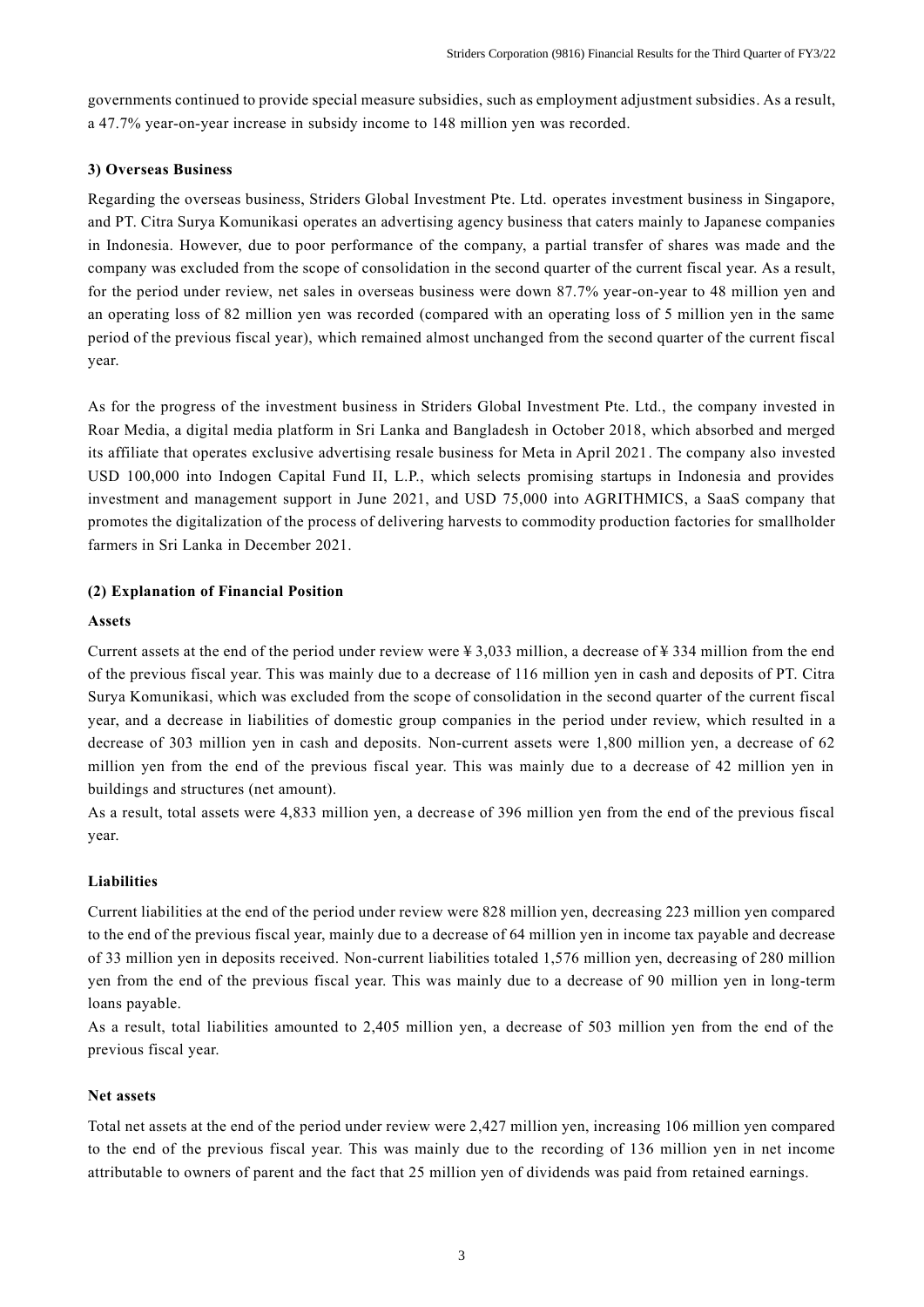governments continued to provide special measure subsidies, such as employment adjustment subsidies. As a result, a 47.7% year-on-year increase in subsidy income to 148 million yen was recorded.

**3) Overseas Business**

Regarding the overseas business, Striders Global Investment Pte. Ltd. operates investment business in Singapore, and PT. Citra Surya Komunikasi operates an advertising agency business that caters mainly to Japanese companies in Indonesia. However, due to poor performance of the company, a partial transfer of shares was made and the company was excluded from the scope of consolidation in the second quarter of the current fiscal year. As a result, for the period under review, net sales in overseas business were down 87.7% year-on-year to 48 million yen and an operating loss of 82 million yen was recorded (compared with an operating loss of 5 million yen in the same period of the previous fiscal year), which remained almost unchanged from the second quarter of the current fiscal year.

As for the progress of the investment business in Striders Global Investment Pte. Ltd., the company invested in Roar Media, a digital media platform in Sri Lanka and Bangladesh in October 2018, which absorbed and merged its affiliate that operates exclusive advertising resale business for Meta in April 2021. The company also invested USD 100,000 into Indogen Capital Fund II, L.P., which selects promising startups in Indonesia and provides investment and management support in June 2021, and USD 75,000 into AGRITHMICS, a SaaS company that promotes the digitalization of the process of delivering harvests to commodity production factories for smallholder farmers in Sri Lanka in December 2021.

**(2) Explanation of Financial Position**

**Assets**

Current assets at the end of the period under review were ¥ 3,033 million, a decrease of ¥ 334 million from the end of the previous fiscal year. This was mainly due to a decrease of 116 million yen in cash and deposits of PT. Citra Surya Komunikasi, which was excluded from the scope of consolidation in the second quarter of the current fiscal year, and a decrease in liabilities of domestic group companies in the period under review, which resulted in a decrease of 303 million yen in cash and deposits. Non-current assets were 1,800 million yen, a decrease of 62 million yen from the end of the previous fiscal year. This was mainly due to a decrease of 42 million yen in buildings and structures (net amount).

As a result, total assets were 4,833 million yen, a decrease of 396 million yen from the end of the previous fiscal year.

**Liabilities**

Current liabilities at the end of the period under review were 828 million yen, decreasing 223 million yen compared to the end of the previous fiscal year, mainly due to a decrease of 64 million yen in income tax payable and decrease of 33 million yen in deposits received. Non-current liabilities totaled 1,576 million yen, decreasing of 280 million yen from the end of the previous fiscal year. This was mainly due to a decrease of 90 million yen in long-term loans payable.

As a result, total liabilities amounted to 2,405 million yen, a decrease of 503 million yen from the end of the previous fiscal year.

**Net assets**

Total net assets at the end of the period under review were 2,427 million yen, increasing 106 million yen compared to the end of the previous fiscal year. This was mainly due to the recording of 136 million yen in net income attributable to owners of parent and the fact that 25 million yen of dividends was paid from retained earnings.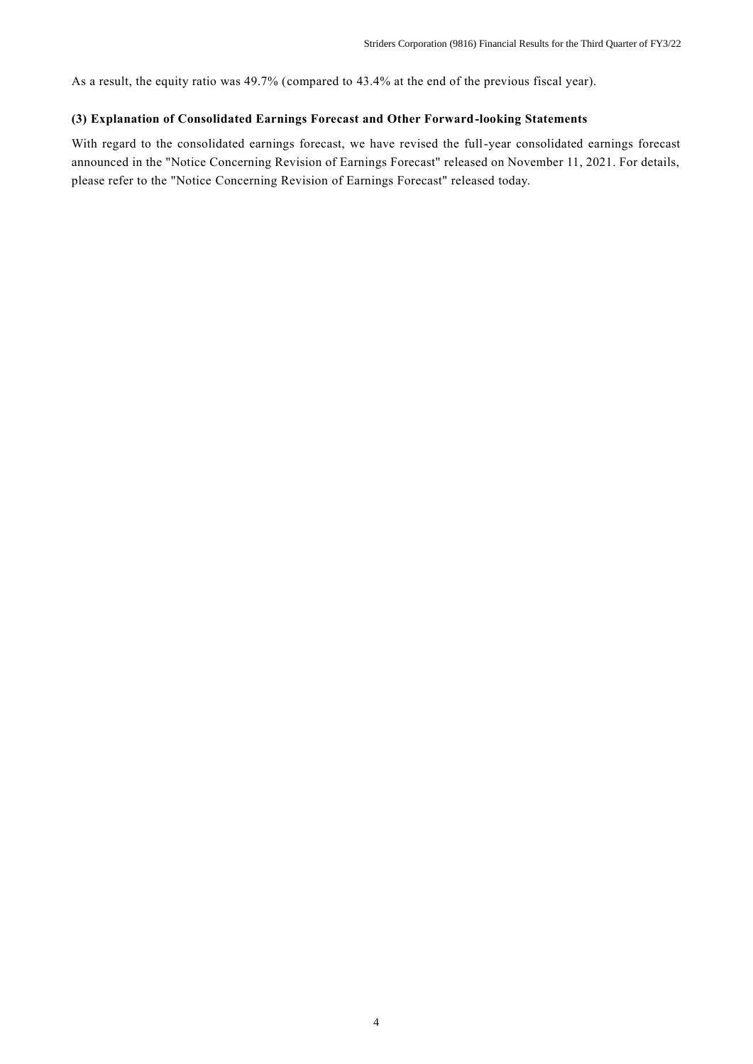As a result, the equity ratio was 49.7% (compared to 43.4% at the end of the previous fiscal year).

### (3) Explanation of Consolidated Earnings Forecast and Other Forward-looking Statements

With regard to the consolidated earnings forecast, we have revised the full-year consolidated earnings forecast announced in the "Notice Concerning Revision of Earnings Forecast" released on November 11, 2021. For details, please refer to the "Notice Concerning Revision of Earnings Forecast" released today.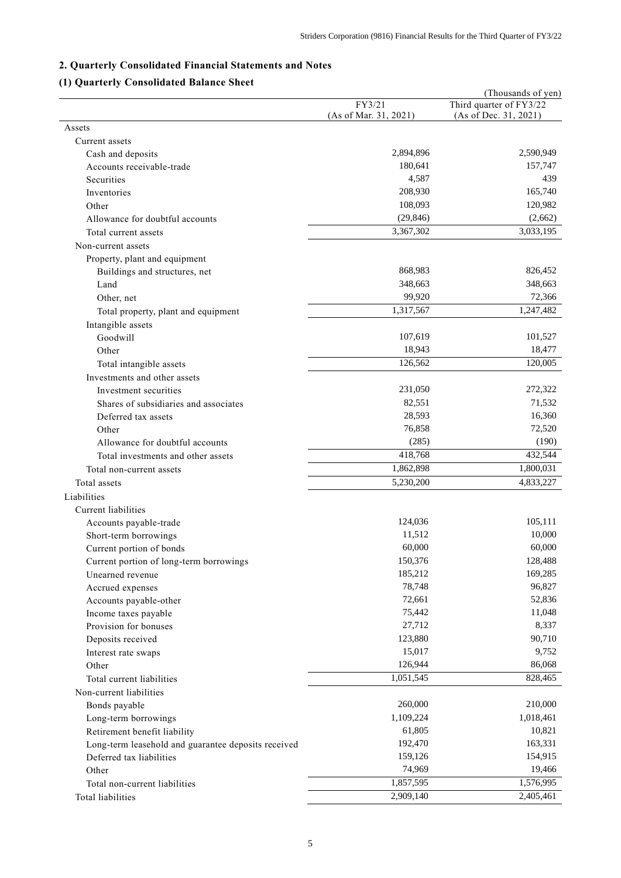## 2. Quarterly Consolidated Financial Statements and Notes

### (1) Quarterly Consolidated Balance Sheet

(Thousands of yen)

| | FY3/21 (As of Mar. 31, 2021) | Third quarter of FY3/22 (As of Dec. 31, 2021) |
|---|---|---|
| Assets | | |
| Current assets | | |
| Cash and deposits | 2,894,896 | 2,590,949 |
| Accounts receivable-trade | 180,641 | 157,747 |
| Securities | 4,587 | 439 |
| Inventories | 208,930 | 165,740 |
| Other | 108,093 | 120,982 |
| Allowance for doubtful accounts | (29,846) | (2,662) |
| Total current assets | 3,367,302 | 3,033,195 |
| Non-current assets | | |
| Property, plant and equipment | | |
| Buildings and structures, net | 868,983 | 826,452 |
| Land | 348,663 | 348,663 |
| Other, net | 99,920 | 72,366 |
| Total property, plant and equipment | 1,317,567 | 1,247,482 |
| Intangible assets | | |
| Goodwill | 107,619 | 101,527 |
| Other | 18,943 | 18,477 |
| Total intangible assets | 126,562 | 120,005 |
| Investments and other assets | | |
| Investment securities | 231,050 | 272,322 |
| Shares of subsidiaries and associates | 82,551 | 71,532 |
| Deferred tax assets | 28,593 | 16,360 |
| Other | 76,858 | 72,520 |
| Allowance for doubtful accounts | (285) | (190) |
| Total investments and other assets | 418,768 | 432,544 |
| Total non-current assets | 1,862,898 | 1,800,031 |
| Total assets | 5,230,200 | 4,833,227 |
| Liabilities | | |
| Current liabilities | | |
| Accounts payable-trade | 124,036 | 105,111 |
| Short-term borrowings | 11,512 | 10,000 |
| Current portion of bonds | 60,000 | 60,000 |
| Current portion of long-term borrowings | 150,376 | 128,488 |
| Unearned revenue | 185,212 | 169,285 |
| Accrued expenses | 78,748 | 96,827 |
| Accounts payable-other | 72,661 | 52,836 |
| Income taxes payable | 75,442 | 11,048 |
| Provision for bonuses | 27,712 | 8,337 |
| Deposits received | 123,880 | 90,710 |
| Interest rate swaps | 15,017 | 9,752 |
| Other | 126,944 | 86,068 |
| Total current liabilities | 1,051,545 | 828,465 |
| Non-current liabilities | | |
| Bonds payable | 260,000 | 210,000 |
| Long-term borrowings | 1,109,224 | 1,018,461 |
| Retirement benefit liability | 61,805 | 10,821 |
| Long-term leasehold and guarantee deposits received | 192,470 | 163,331 |
| Deferred tax liabilities | 159,126 | 154,915 |
| Other | 74,969 | 19,466 |
| Total non-current liabilities | 1,857,595 | 1,576,995 |
| Total liabilities | 2,909,140 | 2,405,461 |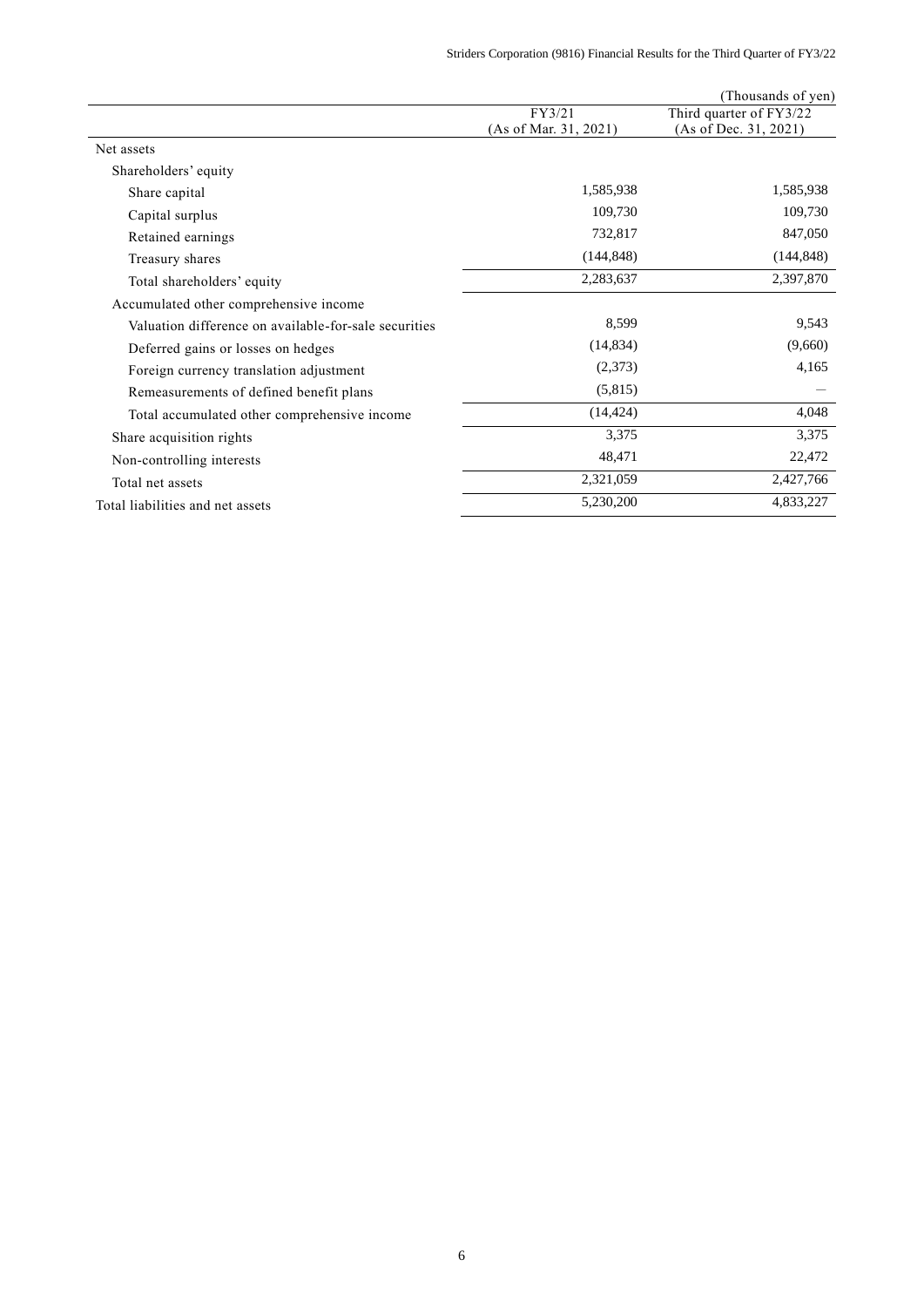(Thousands of yen)

| | FY3/21 (As of Mar. 31, 2021) | Third quarter of FY3/22 (As of Dec. 31, 2021) |
|---|---|---|
| Net assets | | |
| Shareholders' equity | | |
| Share capital | 1,585,938 | 1,585,938 |
| Capital surplus | 109,730 | 109,730 |
| Retained earnings | 732,817 | 847,050 |
| Treasury shares | (144,848) | (144,848) |
| Total shareholders' equity | 2,283,637 | 2,397,870 |
| Accumulated other comprehensive income | | |
| Valuation difference on available-for-sale securities | 8,599 | 9,543 |
| Deferred gains or losses on hedges | (14,834) | (9,660) |
| Foreign currency translation adjustment | (2,373) | 4,165 |
| Remeasurements of defined benefit plans | (5,815) | – |
| Total accumulated other comprehensive income | (14,424) | 4,048 |
| Share acquisition rights | 3,375 | 3,375 |
| Non-controlling interests | 48,471 | 22,472 |
| Total net assets | 2,321,059 | 2,427,766 |
| Total liabilities and net assets | 5,230,200 | 4,833,227 |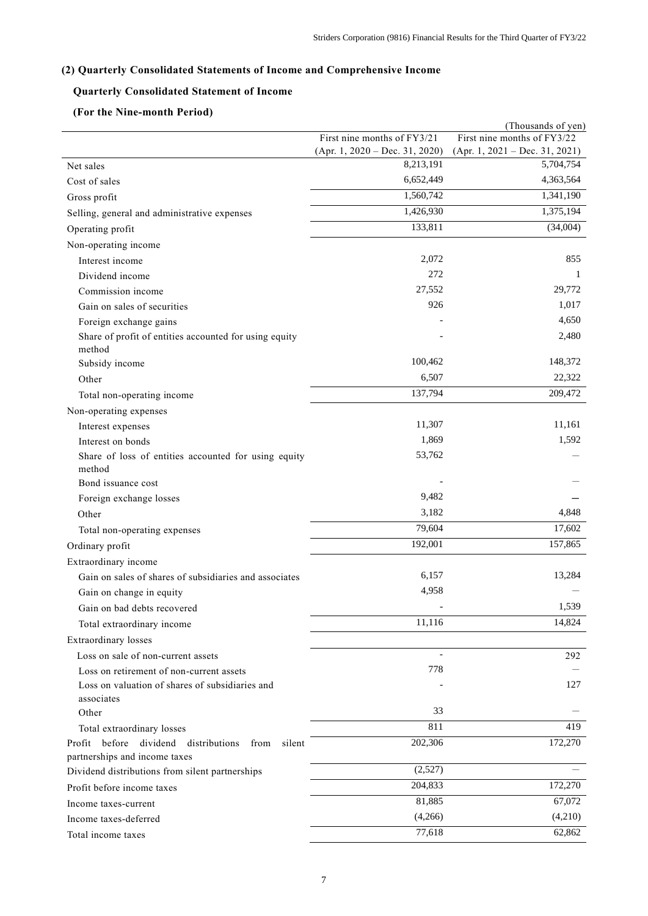## (2) Quarterly Consolidated Statements of Income and Comprehensive Income

### Quarterly Consolidated Statement of Income

### (For the Nine-month Period)

(Thousands of yen)

| | First nine months of FY3/21 (Apr. 1, 2020 – Dec. 31, 2020) | First nine months of FY3/22 (Apr. 1, 2021 – Dec. 31, 2021) |
|---|---|---|
| Net sales | 8,213,191 | 5,704,754 |
| Cost of sales | 6,652,449 | 4,363,564 |
| Gross profit | 1,560,742 | 1,341,190 |
| Selling, general and administrative expenses | 1,426,930 | 1,375,194 |
| Operating profit | 133,811 | (34,004) |
| Non-operating income | | |
| Interest income | 2,072 | 855 |
| Dividend income | 272 | 1 |
| Commission income | 27,552 | 29,772 |
| Gain on sales of securities | 926 | 1,017 |
| Foreign exchange gains | - | 4,650 |
| Share of profit of entities accounted for using equity method | - | 2,480 |
| Subsidy income | 100,462 | 148,372 |
| Other | 6,507 | 22,322 |
| Total non-operating income | 137,794 | 209,472 |
| Non-operating expenses | | |
| Interest expenses | 11,307 | 11,161 |
| Interest on bonds | 1,869 | 1,592 |
| Share of loss of entities accounted for using equity method | 53,762 | ― |
| Bond issuance cost | - | ― |
| Foreign exchange losses | 9,482 | ― |
| Other | 3,182 | 4,848 |
| Total non-operating expenses | 79,604 | 17,602 |
| Ordinary profit | 192,001 | 157,865 |
| Extraordinary income | | |
| Gain on sales of shares of subsidiaries and associates | 6,157 | 13,284 |
| Gain on change in equity | 4,958 | ― |
| Gain on bad debts recovered | - | 1,539 |
| Total extraordinary income | 11,116 | 14,824 |
| Extraordinary losses | | |
| Loss on sale of non-current assets | - | 292 |
| Loss on retirement of non-current assets | 778 | ― |
| Loss on valuation of shares of subsidiaries and associates | - | 127 |
| Other | 33 | ― |
| Total extraordinary losses | 811 | 419 |
| Profit before dividend distributions from silent partnerships and income taxes | 202,306 | 172,270 |
| Dividend distributions from silent partnerships | (2,527) | ― |
| Profit before income taxes | 204,833 | 172,270 |
| Income taxes-current | 81,885 | 67,072 |
| Income taxes-deferred | (4,266) | (4,210) |
| Total income taxes | 77,618 | 62,862 |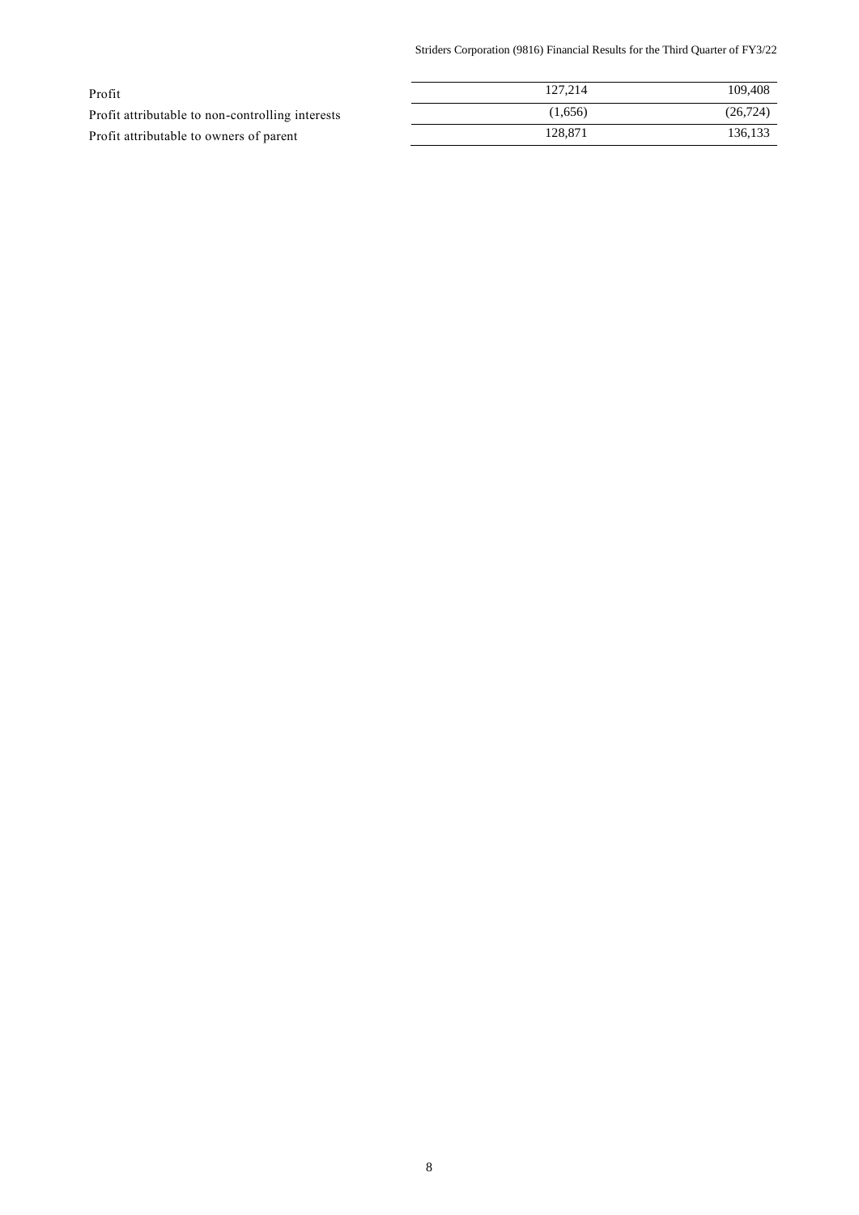| | | |
|---|---|---|
| Profit | 127,214 | 109,408 |
| Profit attributable to non-controlling interests | (1,656) | (26,724) |
| Profit attributable to owners of parent | 128,871 | 136,133 |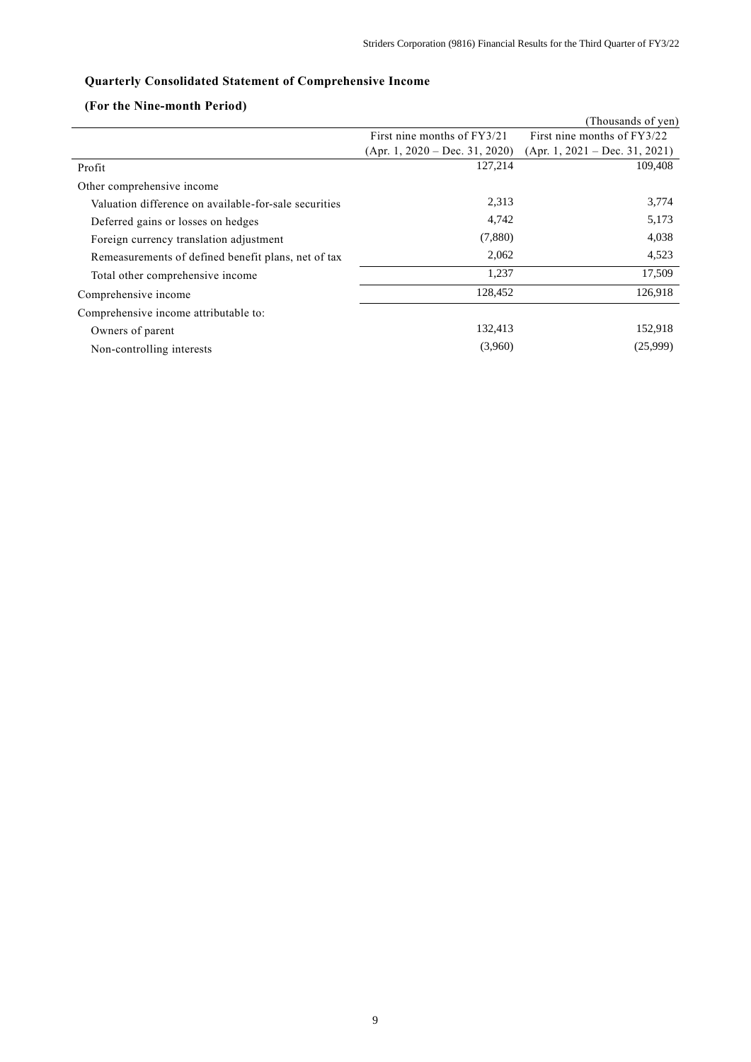### Quarterly Consolidated Statement of Comprehensive Income

### (For the Nine-month Period)

(Thousands of yen)

| | First nine months of FY3/21 (Apr. 1, 2020 – Dec. 31, 2020) | First nine months of FY3/22 (Apr. 1, 2021 – Dec. 31, 2021) |
|---|---|---|
| Profit | 127,214 | 109,408 |
| Other comprehensive income | | |
| Valuation difference on available-for-sale securities | 2,313 | 3,774 |
| Deferred gains or losses on hedges | 4,742 | 5,173 |
| Foreign currency translation adjustment | (7,880) | 4,038 |
| Remeasurements of defined benefit plans, net of tax | 2,062 | 4,523 |
| Total other comprehensive income | 1,237 | 17,509 |
| Comprehensive income | 128,452 | 126,918 |
| Comprehensive income attributable to: | | |
| Owners of parent | 132,413 | 152,918 |
| Non-controlling interests | (3,960) | (25,999) |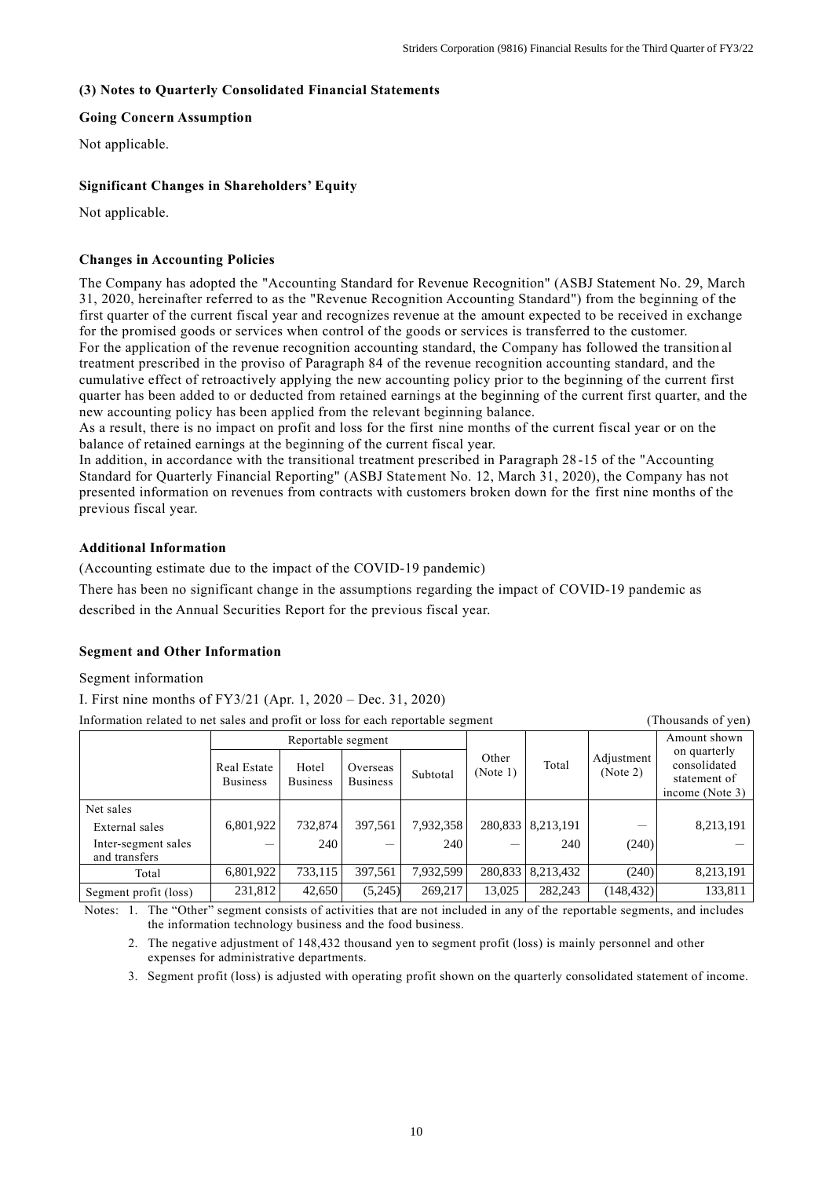### (3) Notes to Quarterly Consolidated Financial Statements

**Going Concern Assumption**

Not applicable.

**Significant Changes in Shareholders' Equity**

Not applicable.

**Changes in Accounting Policies**

The Company has adopted the "Accounting Standard for Revenue Recognition" (ASBJ Statement No. 29, March 31, 2020, hereinafter referred to as the "Revenue Recognition Accounting Standard") from the beginning of the first quarter of the current fiscal year and recognizes revenue at the amount expected to be received in exchange for the promised goods or services when control of the goods or services is transferred to the customer.
For the application of the revenue recognition accounting standard, the Company has followed the transitional treatment prescribed in the proviso of Paragraph 84 of the revenue recognition accounting standard, and the cumulative effect of retroactively applying the new accounting policy prior to the beginning of the current first quarter has been added to or deducted from retained earnings at the beginning of the current first quarter, and the new accounting policy has been applied from the relevant beginning balance.
As a result, there is no impact on profit and loss for the first nine months of the current fiscal year or on the balance of retained earnings at the beginning of the current fiscal year.
In addition, in accordance with the transitional treatment prescribed in Paragraph 28-15 of the "Accounting Standard for Quarterly Financial Reporting" (ASBJ Statement No. 12, March 31, 2020), the Company has not presented information on revenues from contracts with customers broken down for the first nine months of the previous fiscal year.

**Additional Information**

(Accounting estimate due to the impact of the COVID-19 pandemic)

There has been no significant change in the assumptions regarding the impact of COVID-19 pandemic as described in the Annual Securities Report for the previous fiscal year.

**Segment and Other Information**

Segment information

I. First nine months of FY3/21 (Apr. 1, 2020 – Dec. 31, 2020)

Information related to net sales and profit or loss for each reportable segment (Thousands of yen)

| | Reportable segment | | | | Other (Note 1) | Total | Adjustment (Note 2) | Amount shown on quarterly consolidated statement of income (Note 3) |
|---|---|---|---|---|---|---|---|---|
| | Real Estate Business | Hotel Business | Overseas Business | Subtotal | | | | |
| Net sales | | | | | | | | |
| External sales | 6,801,922 | 732,874 | 397,561 | 7,932,358 | 280,833 | 8,213,191 | — | 8,213,191 |
| Inter-segment sales and transfers | — | 240 | — | 240 | — | 240 | (240) | — |
| Total | 6,801,922 | 733,115 | 397,561 | 7,932,599 | 280,833 | 8,213,432 | (240) | 8,213,191 |
| Segment profit (loss) | 231,812 | 42,650 | (5,245) | 269,217 | 13,025 | 282,243 | (148,432) | 133,811 |

Notes: 1. The "Other" segment consists of activities that are not included in any of the reportable segments, and includes the information technology business and the food business.

2. The negative adjustment of 148,432 thousand yen to segment profit (loss) is mainly personnel and other expenses for administrative departments.

3. Segment profit (loss) is adjusted with operating profit shown on the quarterly consolidated statement of income.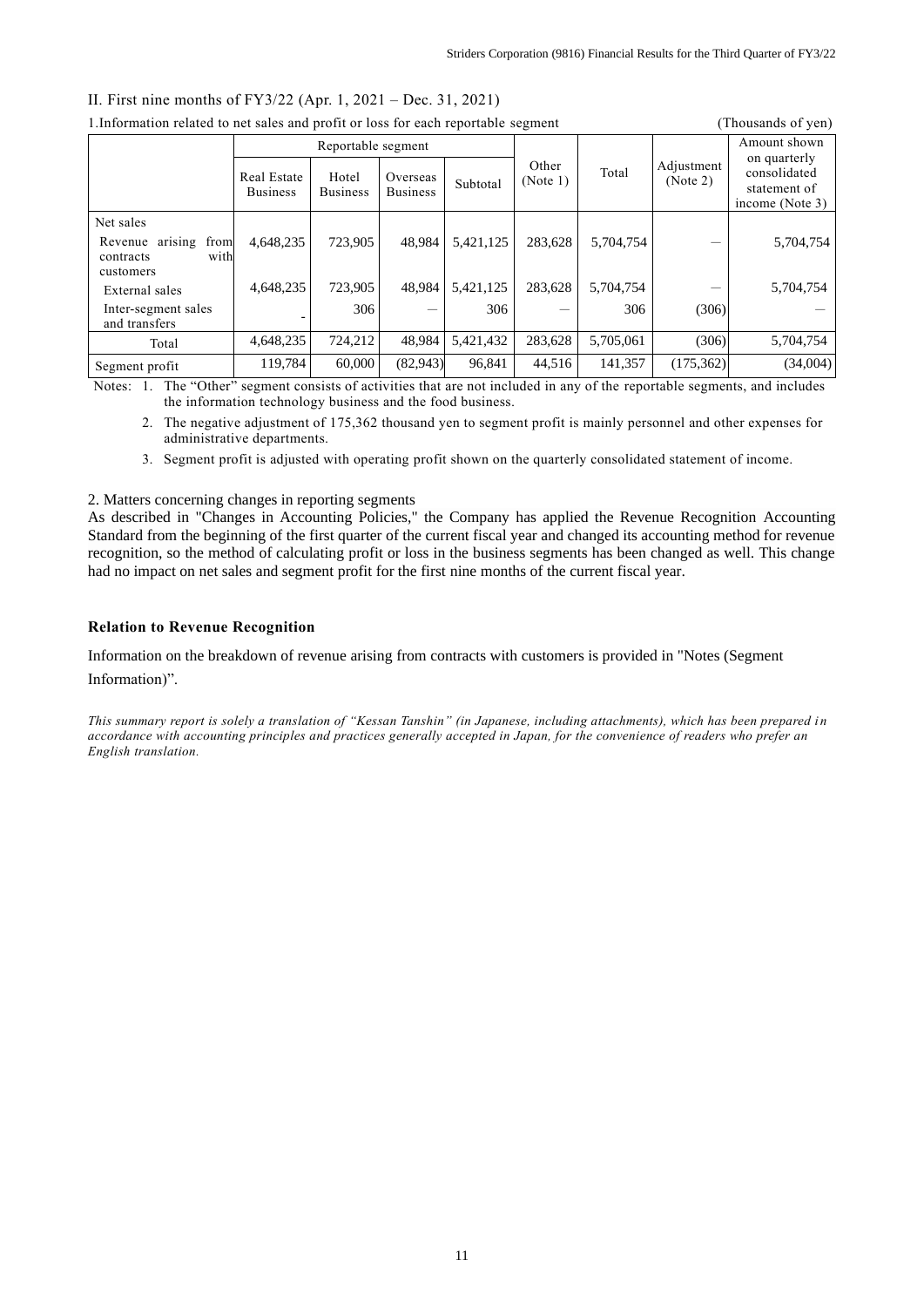## II. First nine months of FY3/22 (Apr. 1, 2021 – Dec. 31, 2021)

1.Information related to net sales and profit or loss for each reportable segment (Thousands of yen)

| | Reportable segment | | | | Other (Note 1) | Total | Adjustment (Note 2) | Amount shown on quarterly consolidated statement of income (Note 3) |
|---|---|---|---|---|---|---|---|---|
| | Real Estate Business | Hotel Business | Overseas Business | Subtotal | | | | |
| Net sales | | | | | | | | |
| Revenue arising from contracts with customers | 4,648,235 | 723,905 | 48,984 | 5,421,125 | 283,628 | 5,704,754 | — | 5,704,754 |
| External sales | 4,648,235 | 723,905 | 48,984 | 5,421,125 | 283,628 | 5,704,754 | — | 5,704,754 |
| Inter-segment sales and transfers | - | 306 | — | 306 | — | 306 | (306) | — |
| Total | 4,648,235 | 724,212 | 48,984 | 5,421,432 | 283,628 | 5,705,061 | (306) | 5,704,754 |
| Segment profit | 119,784 | 60,000 | (82,943) | 96,841 | 44,516 | 141,357 | (175,362) | (34,004) |

Notes: 1. The "Other" segment consists of activities that are not included in any of the reportable segments, and includes the information technology business and the food business.

2. The negative adjustment of 175,362 thousand yen to segment profit is mainly personnel and other expenses for administrative departments.

3. Segment profit is adjusted with operating profit shown on the quarterly consolidated statement of income.

2. Matters concerning changes in reporting segments

As described in "Changes in Accounting Policies," the Company has applied the Revenue Recognition Accounting Standard from the beginning of the first quarter of the current fiscal year and changed its accounting method for revenue recognition, so the method of calculating profit or loss in the business segments has been changed as well. This change had no impact on net sales and segment profit for the first nine months of the current fiscal year.

**Relation to Revenue Recognition**

Information on the breakdown of revenue arising from contracts with customers is provided in "Notes (Segment Information)".

*This summary report is solely a translation of "Kessan Tanshin" (in Japanese, including attachments), which has been prepared in accordance with accounting principles and practices generally accepted in Japan, for the convenience of readers who prefer an English translation.*